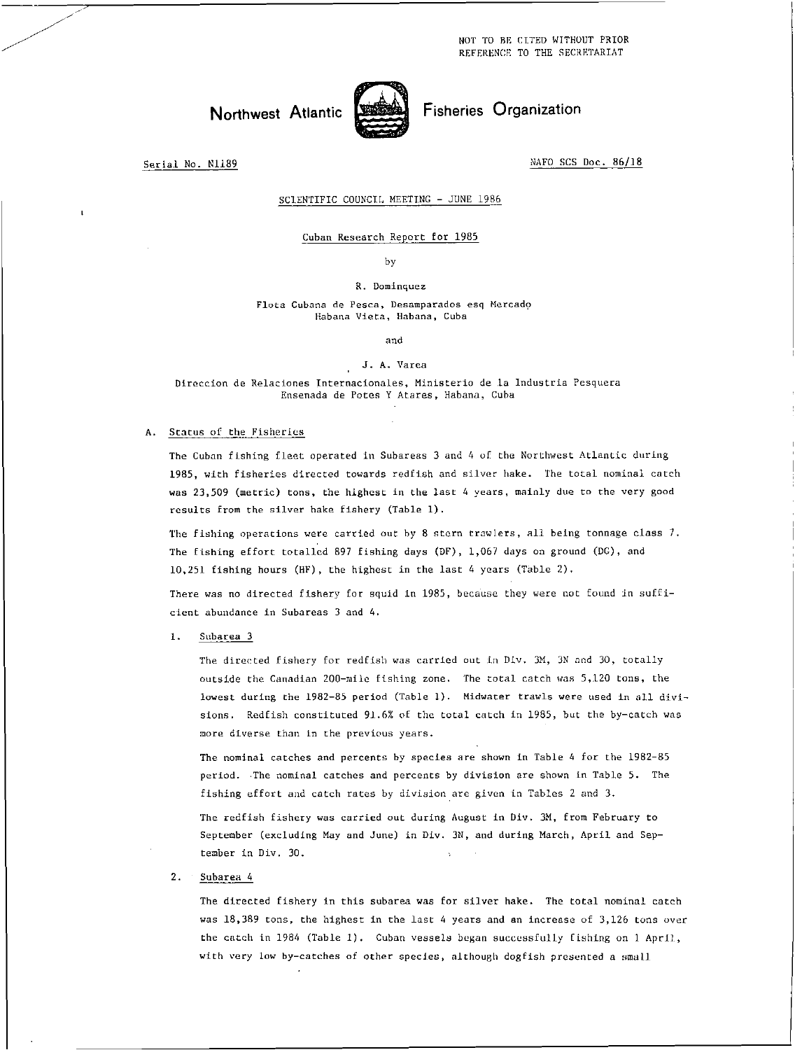NOT TO BE CITED WITHOUT PRIOR REFERENCE TO THE SECRETARIAT

Northwest Atlantic Fisheries Organization

Serial No. N1189 NAFO SCS Doc. 86/18

SCIENTIFIC COUNCIL MEETING - JUNE 1986

# Cuban Research Report for 1985

by

R. Dominquez

Flota Cubana de Pesca, Desamparados esq Mercado
Habana Vieta, Habana, Cuba

and

J. A. Varea

Direccion de Relaciones Internacionales, Ministerio de la Industria Pesquera
Ensenada de Potes Y Atares, Habana, Cuba

## A. Status of the Fisheries

The Cuban fishing fleet operated in Subareas 3 and 4 of the Northwest Atlantic during 1985, with fisheries directed towards redfish and silver hake. The total nominal catch was 23,509 (metric) tons, the highest in the last 4 years, mainly due to the very good results from the silver hake fishery (Table 1).

The fishing operations were carried out by 8 stern trawlers, all being tonnage class 7. The fishing effort totalled 897 fishing days (DF), 1,067 days on ground (DG), and 10,251 fishing hours (HF), the highest in the last 4 years (Table 2).

There was no directed fishery for squid in 1985, because they were not found in sufficient abundance in Subareas 3 and 4.

### 1. Subarea 3

The directed fishery for redfish was carried out in Div. 3M, 3N and 3O, totally outside the Canadian 200-mile fishing zone. The total catch was 5,120 tons, the lowest during the 1982-85 period (Table 1). Midwater trawls were used in all divisions. Redfish constituted 91.6% of the total catch in 1985, but the by-catch was more diverse than in the previous years.

The nominal catches and percents by species are shown in Table 4 for the 1982-85 period. The nominal catches and percents by division are shown in Table 5. The fishing effort and catch rates by division are given in Tables 2 and 3.

The redfish fishery was carried out during August in Div. 3M, from February to September (excluding May and June) in Div. 3N, and during March, April and September in Div. 3O.

### 2. Subarea 4

The directed fishery in this subarea was for silver hake. The total nominal catch was 18,389 tons, the highest in the last 4 years and an increase of 3,126 tons over the catch in 1984 (Table 1). Cuban vessels began successfully fishing on 1 April, with very low by-catches of other species, although dogfish presented a small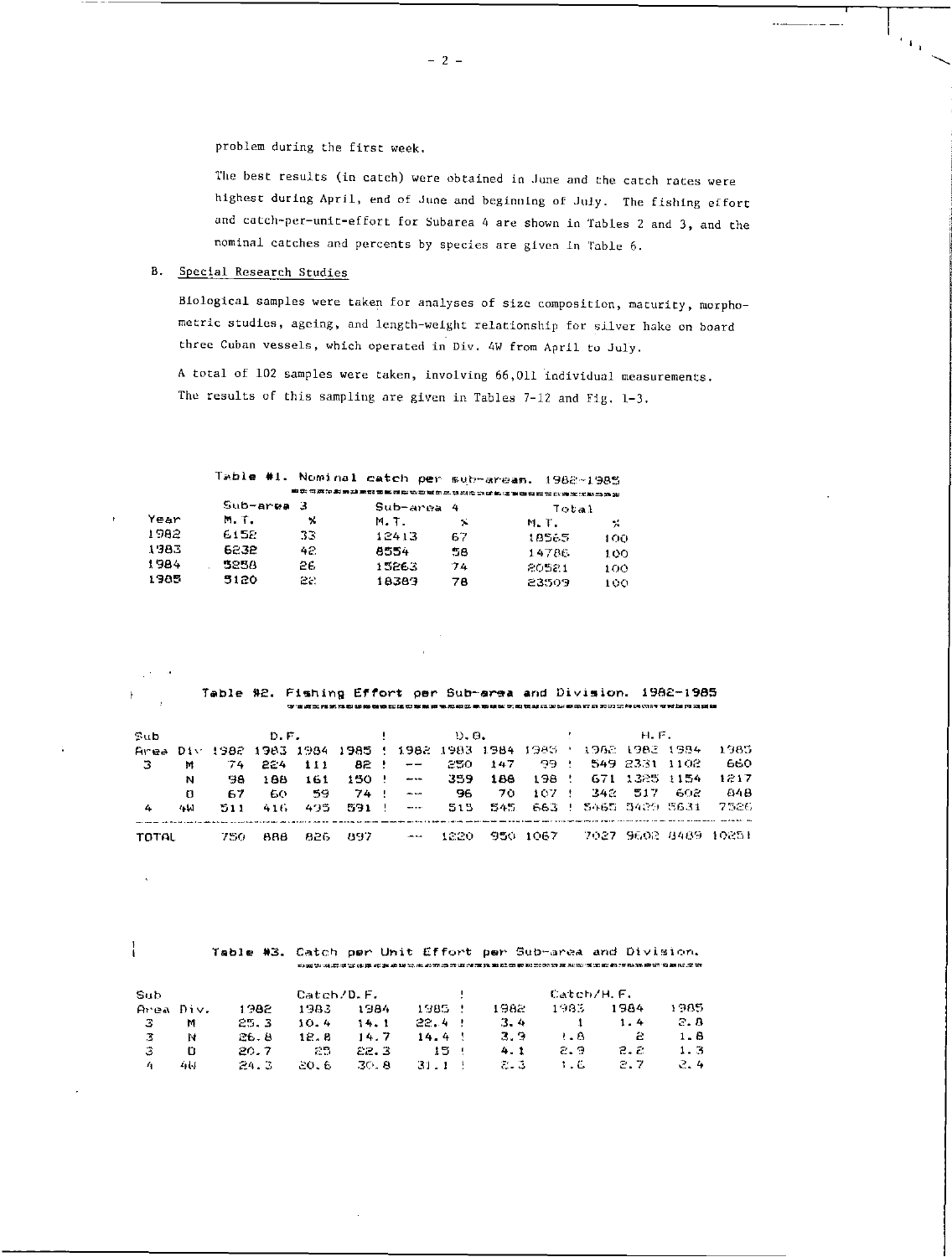problem during the first week.

The best results (in catch) were obtained in June and the catch rates were highest during April, end of June and beginning of July. The fishing effort and catch-per-unit-effort for Subarea 4 are shown in Tables 2 and 3, and the nominal catches and percents by species are given in Table 6.

B. Special Research Studies

Biological samples were taken for analyses of size composition, maturity, morphometric studies, ageing, and length-weight relationship for silver hake on board three Cuban vessels, which operated in Div. 4W from April to July.

A total of 102 samples were taken, involving 66,011 individual measurements. The results of this sampling are given in Tables 7-12 and Fig. 1-3.

Table #1. Nominal catch per sub-area. 1982-1985

| | Sub-area 3 | | Sub-area 4 | | Total | |
|---|---|---|---|---|---|---|
| Year | M.T. | % | M.T. | % | M.T. | % |
| 1982 | 6152 | 33 | 12413 | 67 | 18565 | 100 |
| 1983 | 6232 | 42 | 8554 | 58 | 14786 | 100 |
| 1984 | 5258 | 26 | 15263 | 74 | 20521 | 100 |
| 1985 | 5120 | 22 | 18389 | 78 | 23509 | 100 |

Table #2. Fishing Effort per Sub-area and Division. 1982-1985

| Sub Area | Div | D.F. 1982 | D.F. 1983 | D.F. 1984 | D.F. 1985 | D.O. 1982 | D.O. 1983 | D.O. 1984 | D.O. 1985 | H.F. 1982 | H.F. 1983 | H.F. 1984 | H.F. 1985 |
|---|---|---|---|---|---|---|---|---|---|---|---|---|---|
| 3 | M | 74 | 224 | 111 | 82 | -- | 250 | 147 | 99 | 549 | 2331 | 1102 | 660 |
| | N | 98 | 188 | 161 | 150 | -- | 359 | 188 | 198 | 671 | 1325 | 1154 | 1217 |
| | O | 67 | 60 | 59 | 74 | -- | 96 | 70 | 107 | 342 | 517 | 602 | 848 |
| 4 | 4W | 511 | 416 | 495 | 591 | -- | 515 | 545 | 663 | 5465 | 5429 | 5631 | 7526 |
| TOTAL | | 750 | 888 | 826 | 897 | -- | 1220 | 950 | 1067 | 7027 | 9602 | 8489 | 10251 |

Table #3. Catch per Unit Effort per Sub-area and Division.

| Sub Area | Div. | Catch/D.F. 1982 | Catch/D.F. 1983 | Catch/D.F. 1984 | Catch/D.F. 1985 | Catch/H.F. 1982 | Catch/H.F. 1983 | Catch/H.F. 1984 | Catch/H.F. 1985 |
|---|---|---|---|---|---|---|---|---|---|
| 3 | M | 25.3 | 10.4 | 14.1 | 22.4 | 3.4 | 1 | 1.4 | 2.8 |
| 3 | N | 26.8 | 12.8 | 14.7 | 14.4 | 3.9 | 1.8 | 2 | 1.8 |
| 3 | O | 20.7 | 25 | 22.3 | 15 | 4.1 | 2.9 | 2.2 | 1.3 |
| 4 | 4W | 24.3 | 20.6 | 30.8 | 31.1 | 2.3 | 1.6 | 2.7 | 2.4 |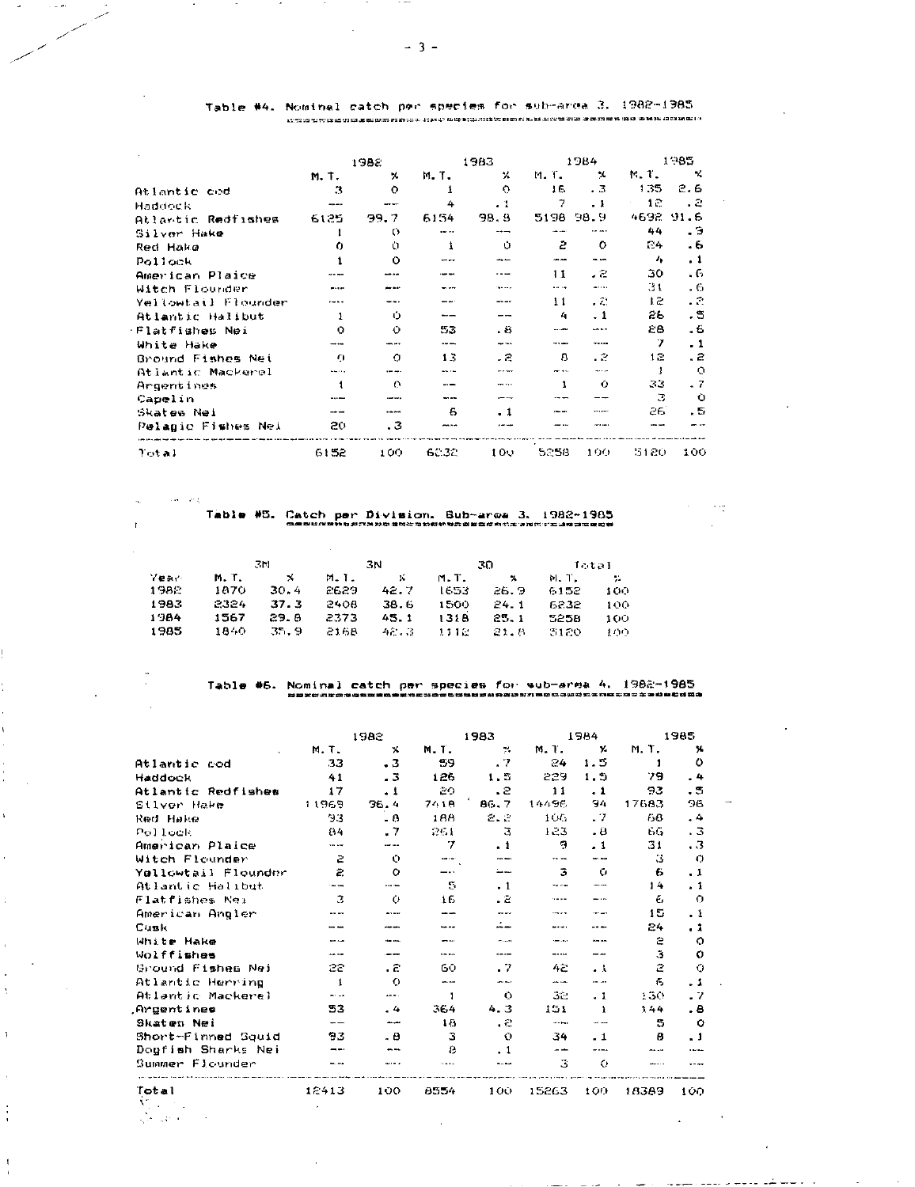Table #4. Nominal catch per species for sub-area 3. 1982-1985

| | 1982 | | 1983 | | 1984 | | 1985 | |
|---|---|---|---|---|---|---|---|---|
| | M.T. | % | M.T. | % | M.T. | % | M.T. | % |
| Atlantic cod | 3 | 0 | 1 | 0 | 16 | .3 | 135 | 2.6 |
| Haddock | --- | --- | 4 | .1 | 7 | .1 | 12 | .2 |
| Atlantic Redfishes | 6125 | 99.7 | 6154 | 98.8 | 5198 | 98.9 | 4692 | 91.6 |
| Silver Hake | 1 | 0 | --- | --- | --- | --- | 44 | .9 |
| Red Hake | 0 | 0 | 1 | 0 | 2 | 0 | 24 | .6 |
| Pollock | 1 | 0 | --- | --- | --- | --- | 4 | .1 |
| American Plaice | --- | --- | --- | --- | 11 | .2 | 30 | .6 |
| Witch Flounder | --- | --- | --- | --- | --- | --- | 31 | .6 |
| Yellowtail Flounder | --- | --- | --- | --- | 11 | .2 | 12 | .2 |
| Atlantic Halibut | 1 | 0 | --- | --- | 4 | .1 | 26 | .5 |
| Flatfishes Nei | 0 | 0 | 53 | .8 | --- | --- | 28 | .6 |
| White Hake | --- | --- | --- | --- | --- | --- | 7 | .1 |
| Ground Fishes Nei | 0 | 0 | 13 | .2 | 8 | .2 | 12 | .2 |
| Atlantic Mackerel | --- | --- | --- | --- | --- | --- | 1 | 0 |
| Argentines | 1 | 0 | --- | --- | 1 | 0 | 33 | .7 |
| Capelin | --- | --- | --- | --- | --- | --- | 3 | 0 |
| Skates Nei | --- | --- | 6 | .1 | --- | --- | 26 | .5 |
| Pelagic Fishes Nei | 20 | .3 | --- | --- | --- | --- | --- | --- |
| Total | 6152 | 100 | 6232 | 100 | 5258 | 100 | 5120 | 100 |

Table #5. Catch per Division. Sub-area 3. 1982-1985

| | 3M | | 3N | | 3O | | Total | |
|---|---|---|---|---|---|---|---|---|
| Year | M.T. | % | M.T. | % | M.T. | % | M.T. | % |
| 1982 | 1870 | 30.4 | 2629 | 42.7 | 1653 | 26.9 | 6152 | 100 |
| 1983 | 2324 | 37.3 | 2408 | 38.6 | 1500 | 24.1 | 6232 | 100 |
| 1984 | 1567 | 29.8 | 2373 | 45.1 | 1318 | 25.1 | 5258 | 100 |
| 1985 | 1840 | 35.9 | 2168 | 42.3 | 1112 | 21.8 | 5120 | 100 |

Table #6. Nominal catch per species for sub-area 4. 1982-1985

| | 1982 | | 1983 | | 1984 | | 1985 | |
|---|---|---|---|---|---|---|---|---|
| | M.T. | % | M.T. | % | M.T. | % | M.T. | % |
| Atlantic cod | 33 | .3 | 59 | .7 | 24 | 1.5 | 1 | 0 |
| Haddock | 41 | .3 | 126 | 1.5 | 229 | 1.5 | 79 | .4 |
| Atlantic Redfishes | 17 | .1 | 20 | .2 | 11 | .1 | 93 | .5 |
| Silver Hake | 11969 | 96.4 | 7418 | 86.7 | 14496 | 94 | 17683 | 96 |
| Red Hake | 93 | .8 | 188 | 2.2 | 106 | .7 | 68 | .4 |
| Pollock | 84 | .7 | 261 | 3 | 123 | .8 | 66 | .3 |
| American Plaice | --- | --- | 7 | .1 | 9 | .1 | 31 | .3 |
| Witch Flounder | 2 | 0 | --- | --- | --- | --- | 3 | 0 |
| Yellowtail Flounder | 2 | 0 | --- | --- | 3 | 0 | 6 | .1 |
| Atlantic Halibut | --- | --- | 5 | .1 | --- | --- | 14 | .1 |
| Flatfishes Nei | 3 | 0 | 16 | .2 | --- | --- | 6 | 0 |
| American Angler | --- | --- | --- | --- | --- | --- | 15 | .1 |
| Cusk | --- | --- | --- | --- | --- | --- | 24 | .1 |
| White Hake | --- | --- | --- | --- | --- | --- | 2 | 0 |
| Wolffishes | --- | --- | --- | --- | --- | --- | 3 | 0 |
| Ground Fishes Nei | 22 | .2 | 60 | .7 | 42 | .1 | 2 | 0 |
| Atlantic Herring | 1 | 0 | --- | --- | --- | --- | 6 | .1 |
| Atlantic Mackerel | --- | --- | 1 | 0 | 32 | .1 | 130 | .7 |
| Argentines | 53 | .4 | 364 | 4.3 | 151 | 1 | 144 | .8 |
| Skates Nei | --- | --- | 18 | .2 | --- | --- | 5 | 0 |
| Short-Finned Squid | 93 | .8 | 3 | 0 | 34 | .1 | 8 | .1 |
| Dogfish Sharks Nei | --- | --- | 8 | .1 | --- | --- | --- | --- |
| Summer Flounder | --- | --- | --- | --- | 3 | 0 | --- | --- |
| Total | 12413 | 100 | 8554 | 100 | 15263 | 100 | 18389 | 100 |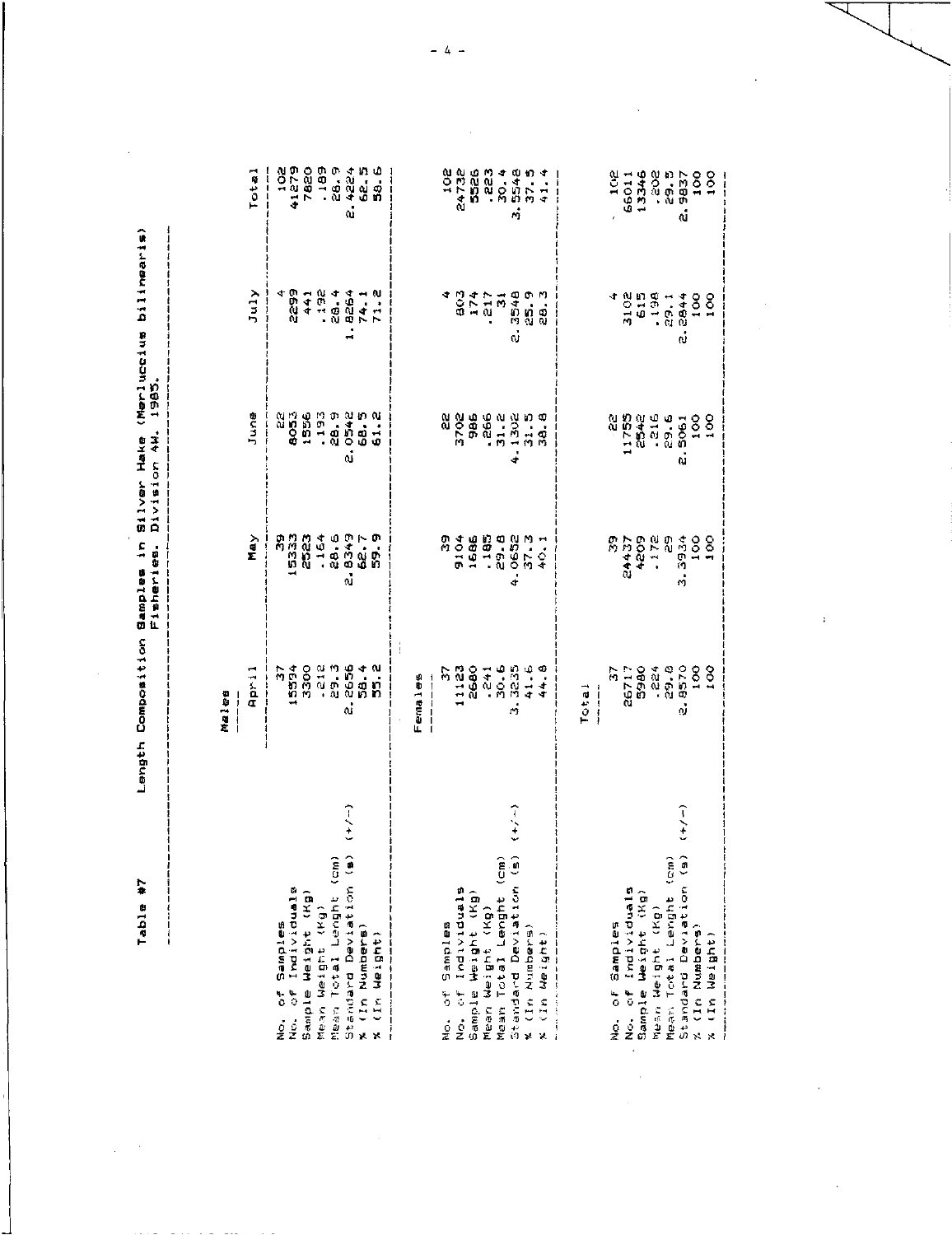Table #7 Length Composition Samples in Silver Hake (Merluccius bilinearis) Fisheries. Division 4W. 1985.

**Males**

| | April | May | June | July | Total |
|---|---|---|---|---|---|
| No. of Samples | 37 | 39 | 22 | 4 | 102 |
| No. of Individuals | 15594 | 15333 | 8053 | 2299 | 41279 |
| Sample Weight (Kg) | 3300 | 2523 | 1556 | 441 | 7820 |
| Mean Weight (Kg) | .212 | .164 | .193 | .192 | .189 |
| Mean Total Lenght (cm) | 29.3 | 28.5 | 28.9 | 28.4 | 28.9 |
| Standard Deviation (s) (+/-) | 2.2656 | 2.8349 | 2.0542 | 1.8264 | 2.4224 |
| % (In Numbers) | 58.4 | 62.7 | 68.5 | 74.1 | 62.5 |
| % (In Weight) | 55.2 | 59.9 | 61.2 | 71.2 | 58.6 |

**Females**

| | April | May | June | July | Total |
|---|---|---|---|---|---|
| No. of Samples | 37 | 39 | 22 | 4 | 102 |
| No. of Individuals | 11123 | 9104 | 3702 | 803 | 24732 |
| Sample Weight (Kg) | 2680 | 1686 | 986 | 174 | 5526 |
| Mean Weight (Kg) | .241 | .185 | .266 | .217 | .223 |
| Mean Total Lenght (cm) | 30.6 | 29.8 | 31.2 | 31 | 30.4 |
| Standard Deviation (s) (+/-) | 3.3235 | 4.0652 | 4.1302 | 2.3548 | 3.5548 |
| % (In Numbers) | 41.6 | 37.3 | 31.5 | 25.9 | 37.5 |
| % (In Weight) | 44.8 | 40.1 | 38.8 | 28.3 | 41.4 |

**Total**

| | April | May | June | July | Total |
|---|---|---|---|---|---|
| No. of Samples | 37 | 39 | 22 | 4 | 102 |
| No. of Individuals | 26717 | 24437 | 11755 | 3102 | 66011 |
| Sample Weight (Kg) | 5980 | 4209 | 2542 | 615 | 13346 |
| Mean Weight (Kg) | .224 | .172 | .216 | .198 | .202 |
| Mean Total Lenght (cm) | 29.8 | 29 | 29.6 | 29.1 | 29.5 |
| Standard Deviation (s) (+/-) | 2.8570 | 3.3934 | 2.5061 | 2.2844 | 2.9837 |
| % (In Numbers) | 100 | 100 | 100 | 100 | 100 |
| % (In Weight) | 100 | 100 | 100 | 100 | 100 |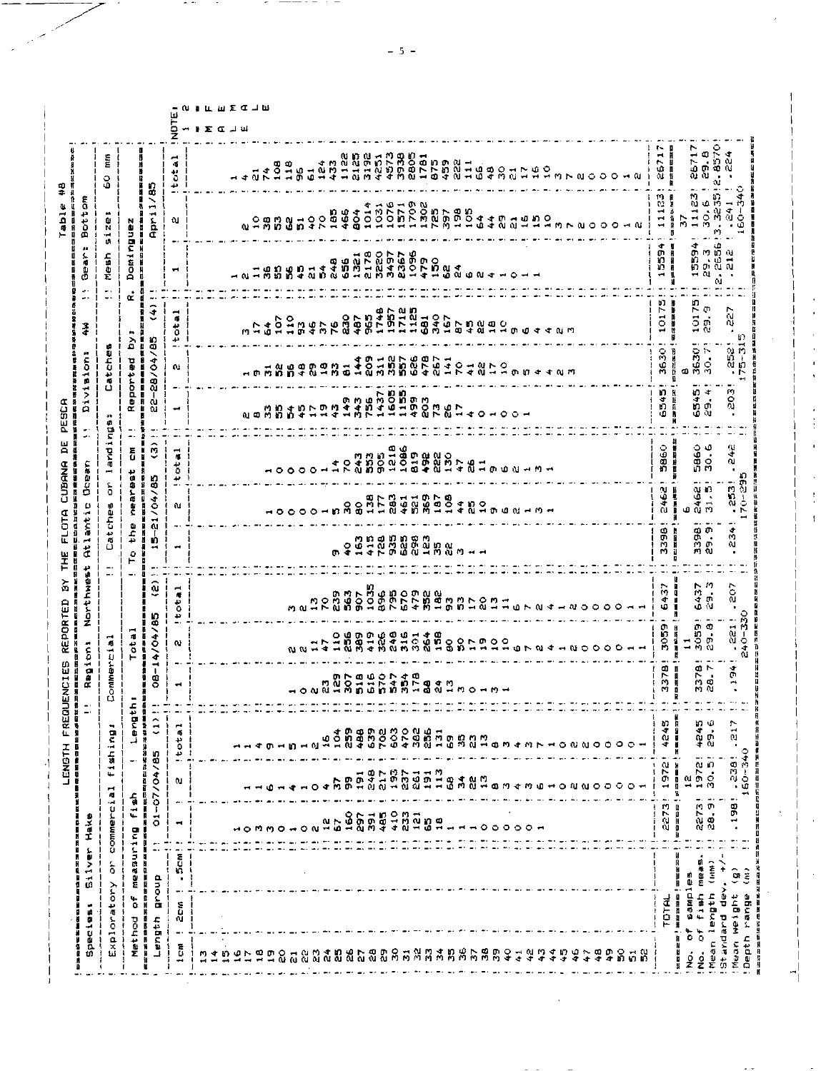# Table #8

## LENGTH FREQUENCIES REPORTED BY THE FLOTA CUBANA DE PESCA

**Species:** Silver Hake :: **Region:** Northwest Atlantic Ocean :: **Division:** 4W :: **Gear:** Bottom

**Exploratory or commercial fishing:** Commercial :: **Catches or landings:** Catches :: **Mesh size:** 60 mm

**Method of measuring fish** | **Length:** Total | To the nearest cm :: **Reported by:** R. Dominguez

| Length group 1cm | 2cm | .5cm | 01-07/04/85 (1) 1 | 2 | total | 08-14/04/85 (2) 1 | 2 | total | 15-21/04/85 (3) 1 | 2 | total | 22-28/04/85 (4) 1 | 2 | total | April/85 1 | 2 | total |
|---|---|---|---|---|---|---|---|---|---|---|---|---|---|---|---|---|---|
| 13 | | | | | | | | | | | | | | | | | |
| 14 | | | | | | | | | | | | | | | | | |
| 15 | | | | | | | | | | | | | | | | | |
| 16 | | | 1 | | 1 | | | | | | | | | | 1 | | 1 |
| 17 | | | 0 | 1 | 1 | | | | | | | 2 | 1 | 3 | 2 | 2 | 4 |
| 18 | | | 3 | 1 | 4 | | | | | | | 8 | 9 | 17 | 11 | 10 | 21 |
| 19 | | | 3 | 6 | 9 | | | | | 1 | 1 | 33 | 31 | 64 | 36 | 38 | 74 |
| 20 | | | 0 | 1 | 1 | | | | | 0 | 0 | 55 | 52 | 107 | 55 | 53 | 108 |
| 21 | | | 1 | 4 | 5 | 1 | 2 | 3 | | 0 | 0 | 54 | 56 | 110 | 56 | 62 | 118 |
| 22 | | | 0 | 1 | 1 | 0 | 2 | 2 | | 0 | 0 | 45 | 48 | 93 | 45 | 51 | 96 |
| 23 | | | 2 | 0 | 2 | 2 | 11 | 13 | | 0 | 0 | 17 | 29 | 46 | 21 | 40 | 61 |
| 24 | | | 12 | 4 | 16 | 23 | 47 | 70 | | 1 | 1 | 19 | 18 | 37 | 54 | 70 | 124 |
| 25 | | | 67 | 37 | 104 | 129 | 110 | 239 | 9 | 5 | 14 | 43 | 33 | 76 | 248 | 185 | 433 |
| 26 | | | 160 | 99 | 259 | 307 | 256 | 563 | 40 | 30 | 70 | 149 | 81 | 230 | 656 | 466 | 1122 |
| 27 | | | 297 | 191 | 488 | 518 | 389 | 907 | 163 | 80 | 243 | 343 | 144 | 487 | 1321 | 804 | 2125 |
| 28 | | | 391 | 248 | 639 | 616 | 419 | 1035 | 415 | 138 | 553 | 756 | 209 | 965 | 2178 | 1014 | 3192 |
| 29 | | | 485 | 217 | 702 | 570 | 326 | 896 | 728 | 177 | 905 | 1437 | 311 | 1748 | 3220 | 1031 | 4251 |
| 30 | | | 410 | 193 | 603 | 547 | 248 | 795 | 935 | 283 | 1218 | 1605 | 352 | 1957 | 3497 | 1076 | 4573 |
| 31 | | | 233 | 237 | 470 | 354 | 316 | 670 | 625 | 461 | 1086 | 1155 | 557 | 1712 | 2367 | 1571 | 3938 |
| 32 | | | 121 | 261 | 382 | 178 | 301 | 479 | 298 | 521 | 819 | 499 | 626 | 1125 | 1096 | 1709 | 2805 |
| 33 | | | 65 | 191 | 256 | 88 | 264 | 352 | 123 | 369 | 492 | 203 | 478 | 681 | 479 | 1302 | 1781 |
| 34 | | | 18 | 113 | 131 | 24 | 158 | 182 | 35 | 187 | 222 | 73 | 267 | 340 | 150 | 725 | 875 |
| 35 | | | 1 | 68 | 69 | 13 | 80 | 93 | 22 | 108 | 130 | 26 | 141 | 167 | 62 | 397 | 459 |
| 36 | | | 1 | 34 | 35 | 3 | 50 | 53 | 3 | 44 | 47 | 17 | 70 | 87 | 24 | 198 | 222 |
| 37 | | | 1 | 22 | 23 | 0 | 17 | 17 | 1 | 25 | 26 | 4 | 41 | 45 | 6 | 105 | 111 |
| 38 | | | 0 | 13 | 13 | 1 | 19 | 20 | 1 | 10 | 11 | 0 | 22 | 22 | 2 | 64 | 66 |
| 39 | | | 0 | 8 | 8 | 3 | 10 | 13 | | 9 | 9 | 1 | 17 | 18 | 4 | 44 | 48 |
| 40 | | | 0 | 3 | 3 | 1 | 10 | 11 | | 6 | 6 | 0 | 10 | 10 | 1 | 29 | 30 |
| 41 | | | 0 | 4 | 4 | | 6 | 6 | | 2 | 2 | 0 | 9 | 9 | 0 | 21 | 21 |
| 42 | | | 0 | 3 | 3 | | 7 | 7 | | 1 | 1 | 1 | 5 | 6 | 1 | 16 | 17 |
| 43 | | | 1 | 6 | 7 | | 2 | 2 | | 3 | 3 | | 4 | 4 | 1 | 15 | 16 |
| 44 | | | | 1 | 1 | | 4 | 4 | | 1 | 1 | | 4 | 4 | | 10 | 10 |
| 45 | | | | 0 | 0 | | 1 | 1 | | | | | 2 | 2 | | 3 | 3 |
| 46 | | | | 2 | 2 | | 2 | 2 | | | | | 3 | 3 | | 7 | 7 |
| 47 | | | | 2 | 2 | | 0 | 0 | | | | | | | | 2 | 2 |
| 48 | | | | 0 | 0 | | 0 | 0 | | | | | | | | 0 | 0 |
| 49 | | | | 0 | 0 | | 0 | 0 | | | | | | | | 0 | 0 |
| 50 | | | | 0 | 0 | | 0 | 0 | | | | | | | | 0 | 0 |
| 51 | | | | 0 | 0 | | 1 | 1 | | | | | | | | 1 | 1 |
| 52 | | | | 1 | 1 | | 1 | 1 | | | | | | | | 2 | 2 |
| TOTAL | | | 2273 | 1972 | 4245 | 3378 | 3059 | 6437 | 3398 | 2462 | 5860 | 6545 | 3630 | 10175 | 15594 | 11123 | 26717 |
| No. of samples | | | | 12 | | | 11 | | | 6 | | | 8 | | | 37 | |
| No. of fish meas. | | | 2273 | 1972 | 4245 | 3378 | 3059 | 6437 | 3398 | 2462 | 5860 | 6545 | 3630 | 10175 | 15594 | 11123 | 26717 |
| Mean length (mm) | | | 28.9 | 30.5 | 29.6 | 28.7 | 29.8 | 29.3 | 29.9 | 31.5 | 30.6 | 29.4 | 30.7 | 29.9 | 29.3 | 30.6 | 29.8 |
| Standard dev. +/- | | | | | | | | | | | | | | | 2.2656 | 3.3235 | 2.8570 |
| Mean weight (g) | | | .198 | .238 | .217 | .194 | .221 | .207 | .234 | .253 | .242 | .203 | .252 | .227 | .212 | .241 | .224 |
| Depth range (m) | | | | 160-340 | | | 240-330 | | | 170-295 | | | 175-315 | | | 160-340 | |

NOTE: 1 = MALE, 2 = FEMALE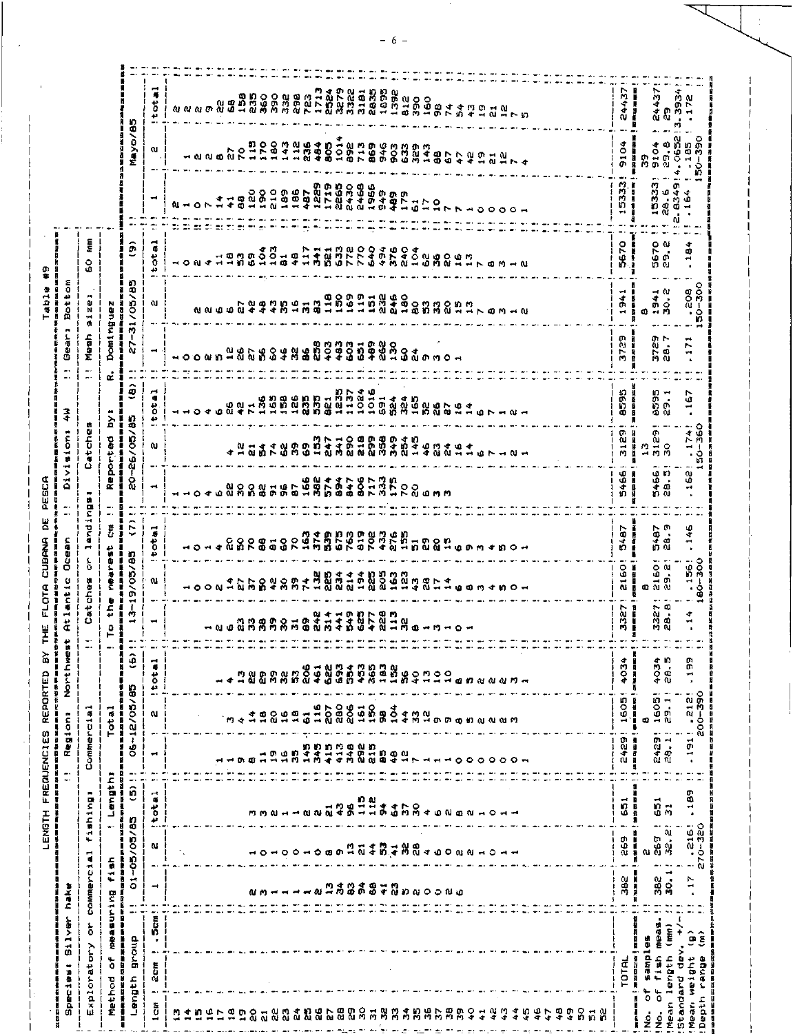# LENGTH FREQUENCIES REPORTED BY THE FLOTA CUBANA DE PESCA

**Table #9**

| | |
|---|---|
| Species: Silver hake | Region: Northwest Atlantic Ocean |
| Division: 4W | Gear: Bottom |
| Exploratory or commercial fishing: Commercial | Catches or landings: Catches |
| Mesh size: 60 mm | Method of measuring fish: Total Length: To the nearest cm |
| Reported by: R. Dominguez | |

| Length group 1cm | 01-05/05/85 (5) | | | 06-12/05/85 (6) | | | 13-19/05/85 (7) | | | 20-26/05/85 (8) | | | 27-31/05/85 (9) | | | Mayo/85 | | |
|---|---|---|---|---|---|---|---|---|---|---|---|---|---|---|---|---|---|---|
| | 1 | 2 | total | 1 | 2 | total | 1 | 2 | total | 1 | 2 | total | 1 | 2 | total | 1 | 2 | total |
| 13 | | | | | | | | | | | | | | | | | | |
| 14 | | | | | | | | 1 | 1 | 1 | | 1 | 1 | | 1 | 2 | | 2 |
| 15 | | | | | | | | 0 | 0 | 1 | | 1 | 0 | | 0 | 1 | 1 | 2 |
| 16 | | | | | | | 1 | 0 | 1 | 0 | | 0 | 0 | 2 | 2 | 0 | 2 | 2 |
| 17 | | | | 1 | | 1 | 2 | 2 | 4 | 4 | | 4 | 2 | 2 | 4 | 7 | 2 | 9 |
| 18 | | | | 1 | 3 | 4 | 6 | 14 | 20 | 6 | | 6 | 5 | 6 | 11 | 14 | 8 | 22 |
| 19 | | | | 9 | 4 | 13 | 23 | 27 | 50 | 22 | 4 | 26 | 12 | 6 | 18 | 41 | 27 | 68 |
| 20 | 2 | 1 | 3 | 8 | 14 | 22 | 33 | 37 | 70 | 30 | 12 | 42 | 26 | 27 | 53 | 88 | 70 | 158 |
| 21 | 3 | 0 | 3 | 11 | 18 | 29 | 38 | 50 | 88 | 50 | 21 | 71 | 27 | 42 | 69 | 120 | 115 | 235 |
| 22 | 1 | 1 | 2 | 19 | 20 | 39 | 39 | 42 | 81 | 82 | 54 | 136 | 56 | 48 | 104 | 190 | 170 | 360 |
| 23 | 1 | 0 | 1 | 16 | 16 | 32 | 30 | 30 | 60 | 91 | 74 | 165 | 60 | 43 | 103 | 210 | 180 | 390 |
| 24 | 1 | 0 | 1 | 35 | 18 | 53 | 31 | 39 | 70 | 96 | 62 | 158 | 46 | 35 | 81 | 189 | 143 | 332 |
| 25 | 1 | 1 | 2 | 145 | 61 | 206 | 89 | 74 | 163 | 87 | 39 | 126 | 32 | 16 | 48 | 186 | 112 | 298 |
| 26 | 2 | 0 | 2 | 345 | 116 | 461 | 242 | 132 | 374 | 166 | 69 | 235 | 86 | 31 | 117 | 487 | 236 | 723 |
| 27 | 13 | 8 | 21 | 415 | 207 | 622 | 314 | 225 | 539 | 382 | 153 | 535 | 258 | 83 | 341 | 1229 | 484 | 1713 |
| 28 | 34 | 9 | 43 | 413 | 280 | 693 | 441 | 234 | 675 | 574 | 247 | 821 | 403 | 118 | 521 | 1719 | 805 | 2524 |
| 29 | 83 | 13 | 96 | 348 | 206 | 554 | 549 | 214 | 763 | 894 | 341 | 1235 | 483 | 150 | 633 | 2265 | 1014 | 3279 |
| 30 | 94 | 21 | 115 | 292 | 161 | 453 | 625 | 194 | 819 | 847 | 290 | 1137 | 603 | 169 | 772 | 2430 | 892 | 3322 |
| 31 | 68 | 44 | 112 | 215 | 150 | 365 | 477 | 225 | 702 | 806 | 218 | 1024 | 651 | 119 | 770 | 2468 | 713 | 3181 |
| 32 | 41 | 53 | 94 | 85 | 98 | 183 | 228 | 205 | 433 | 717 | 299 | 1016 | 489 | 151 | 640 | 1966 | 869 | 2835 |
| 33 | 23 | 41 | 64 | 48 | 104 | 152 | 113 | 163 | 276 | 333 | 358 | 691 | 262 | 232 | 494 | 949 | 946 | 1895 |
| 34 | 5 | 32 | 37 | 12 | 44 | 56 | 32 | 123 | 155 | 175 | 349 | 524 | 130 | 246 | 376 | 489 | 903 | 1392 |
| 35 | 2 | 28 | 30 | 7 | 33 | 40 | 8 | 43 | 51 | 70 | 254 | 324 | 60 | 180 | 240 | 179 | 633 | 812 |
| 36 | 0 | 4 | 4 | 1 | 12 | 13 | 1 | 28 | 29 | 20 | 145 | 165 | 24 | 80 | 104 | 61 | 329 | 390 |
| 37 | 0 | 6 | 6 | 1 | 9 | 10 | 3 | 17 | 20 | 6 | 46 | 52 | 9 | 53 | 62 | 17 | 143 | 160 |
| 38 | 2 | 0 | 2 | 1 | 9 | 10 | 1 | 14 | 15 | 3 | 23 | 26 | 3 | 33 | 36 | 10 | 88 | 98 |
| 39 | 6 | 2 | 8 | 0 | 8 | 8 | 0 | 6 | 6 | 3 | 24 | 27 | 0 | 20 | 20 | 7 | 67 | 74 |
| 40 | | 2 | 2 | 0 | 5 | 5 | 1 | 8 | 9 | | 16 | 16 | 1 | 15 | 16 | 7 | 47 | 54 |
| 41 | | 1 | 1 | 0 | 2 | 2 | | 3 | 3 | | 14 | 14 | | 13 | 13 | 1 | 42 | 43 |
| 42 | | 0 | 0 | 0 | 2 | 2 | | 4 | 4 | | 6 | 6 | | 7 | 7 | 0 | 19 | 19 |
| 43 | | 1 | 1 | 0 | 2 | 2 | | 5 | 5 | | 7 | 7 | | 8 | 8 | 0 | 21 | 21 |
| 44 | | 1 | 1 | 0 | 3 | 3 | | 0 | 0 | | 1 | 1 | | 3 | 3 | 0 | 12 | 12 |
| 45 | | | | 1 | | 1 | | 1 | 1 | | 2 | 2 | | 1 | 1 | 0 | 7 | 7 |
| 46 | | | | | | | | | | | 1 | 1 | | 2 | 2 | 1 | 4 | 5 |
| 47 | | | | | | | | | | | | | | | | | | |
| 48 | | | | | | | | | | | | | | | | | | |
| 49 | | | | | | | | | | | | | | | | | | |
| 50 | | | | | | | | | | | | | | | | | | |
| 51 | | | | | | | | | | | | | | | | | | |
| 52 | | | | | | | | | | | | | | | | | | |
| TOTAL | 382 | 269 | 651 | 2429 | 1605 | 4034 | 3327 | 2160 | 5487 | 5466 | 3129 | 8595 | 3729 | 1941 | 5670 | 15333 | 9104 | 24437 |
| No. of samples | | 2 | | | 8 | | | 8 | | | 13 | | | 8 | | | 39 | |
| No. of fish meas. | 382 | 269 | 651 | 2429 | 1605 | 4034 | 3327 | 2160 | 5487 | 5466 | 3129 | 8595 | 3729 | 1941 | 5670 | 15333 | 9104 | 24437 |
| Mean length (mm) | 30.1 | 32.2 | 31 | 28.1 | 29.1 | 28.5 | 28.8 | 29.2 | 28.9 | 28.5 | 30 | 29.1 | 28.7 | 30.2 | 29.2 | 28.6 | 29.8 | 29 |
| Standard dev. +/- | | | | | | | | | | | | | | | | 2.8349 | 4.0652 | 3.3934 |
| Mean weight (g) | .17 | .216 | .189 | .191 | .212 | .199 | .14 | .156 | .146 | .162 | .174 | .167 | .171 | .208 | .184 | .164 | .185 | .172 |
| Depth range (m) | | 270-320 | | | 200-390 | | | 180-300 | | | 150-360 | | | 150-300 | | | 150-390 | |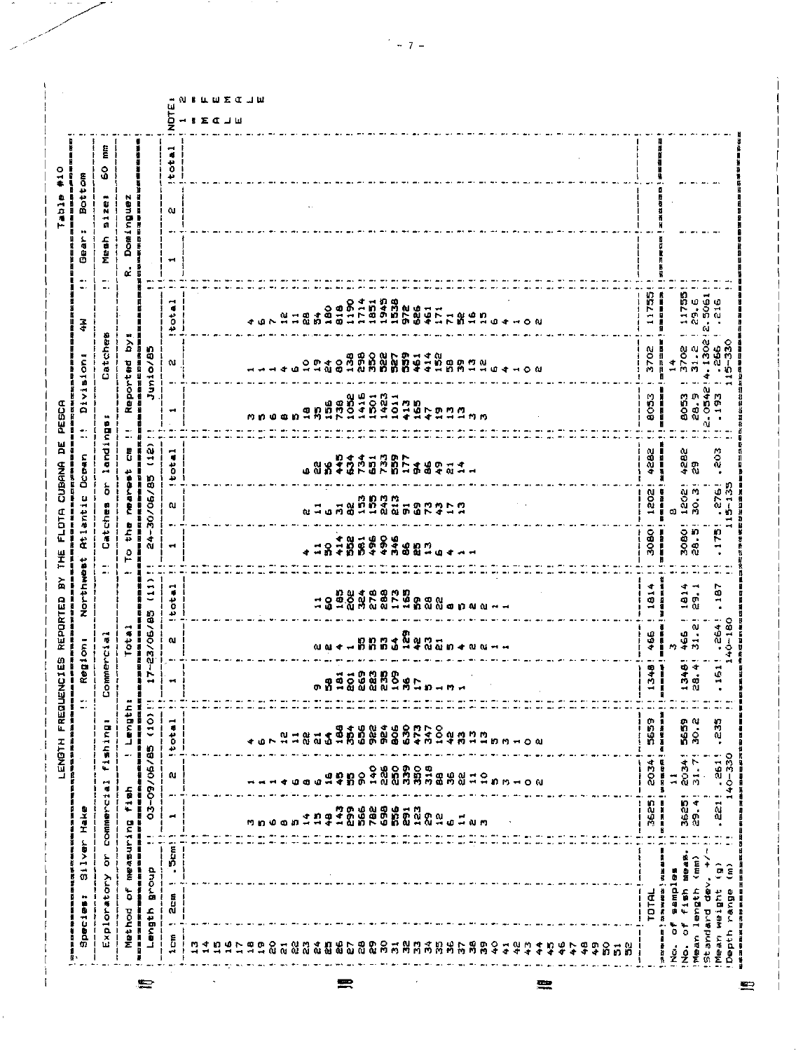# LENGTH FREQUENCIES REPORTED BY THE FLOTA CUBANA DE PESCA

**Table #10**

| | | |
|---|---|---|
| Species: Silver Hake | Region: Northwest Atlantic Ocean | Division: 4W · Gear: Bottom |
| Exploratory or commercial fishing: Commercial | Catches or landings: Catches | Mesh size: 60 mm |
| Method of measuring fish: Length: Total | To the nearest cm | Reported by: R. Dominguez |

| Length group 1cm | 2cm | .5cm | 03-09/06/85 (10) 1 | 2 | total | 17-23/06/85 (11) 1 | 2 | total | 24-30/06/85 (12) 1 | 2 | total | Junio/85 1 | 2 | total | 1 | 2 | total |
|---|---|---|---|---|---|---|---|---|---|---|---|---|---|---|---|---|---|
| 13 | | | | | | | | | | | | | | | | | |
| 14 | | | | | | | | | | | | | | | | | |
| 15 | | | | | | | | | | | | | | | | | |
| 16 | | | | | | | | | | | | | | | | | |
| 17 | | | | | | | | | | | | | | | | | |
| 18 | | | 3 | 1 | 4 | | | | | | | 3 | 1 | 4 | | | |
| 19 | | | 5 | 1 | 6 | | | | | | | 5 | 1 | 6 | | | |
| 20 | | | 6 | 1 | 7 | | | | | | | 6 | 1 | 7 | | | |
| 21 | | | 8 | 4 | 12 | | | | | | | 8 | 4 | 12 | | | |
| 22 | | | 5 | 6 | 11 | | | | | | | 5 | 6 | 11 | | | |
| 23 | | | 14 | 8 | 22 | | | | 4 | 2 | 6 | 18 | 10 | 28 | | | |
| 24 | | | 15 | 6 | 21 | 9 | 2 | 11 | 11 | 11 | 22 | 35 | 19 | 54 | | | |
| 25 | | | 48 | 16 | 64 | 58 | 2 | 60 | 50 | 6 | 56 | 156 | 24 | 180 | | | |
| 26 | | | 143 | 45 | 188 | 181 | 4 | 185 | 414 | 31 | 445 | 738 | 80 | 818 | | | |
| 27 | | | 299 | 55 | 354 | 201 | 1 | 202 | 552 | 82 | 634 | 1052 | 138 | 1190 | | | |
| 28 | | | 566 | 90 | 656 | 269 | 55 | 324 | 581 | 153 | 734 | 1416 | 298 | 1714 | | | |
| 29 | | | 782 | 140 | 922 | 223 | 55 | 278 | 496 | 155 | 651 | 1501 | 350 | 1851 | | | |
| 30 | | | 698 | 226 | 924 | 235 | 53 | 288 | 490 | 243 | 733 | 1423 | 522 | 1945 | | | |
| 31 | | | 556 | 250 | 806 | 109 | 64 | 173 | 346 | 213 | 559 | 1011 | 527 | 1538 | | | |
| 32 | | | 291 | 339 | 630 | 36 | 129 | 165 | 86 | 91 | 177 | 413 | 559 | 972 | | | |
| 33 | | | 123 | 350 | 473 | 17 | 42 | 59 | 25 | 69 | 94 | 165 | 461 | 626 | | | |
| 34 | | | 29 | 318 | 347 | 5 | 23 | 28 | 13 | 73 | 86 | 47 | 414 | 461 | | | |
| 35 | | | 12 | 88 | 100 | 1 | 21 | 22 | 6 | 43 | 49 | 19 | 152 | 171 | | | |
| 36 | | | 6 | 36 | 42 | 3 | 5 | 8 | 4 | 17 | 21 | 13 | 58 | 71 | | | |
| 37 | | | 11 | 22 | 33 | 1 | 4 | 5 | 1 | 13 | 14 | 13 | 39 | 52 | | | |
| 38 | | | 2 | 11 | 13 | | 2 | 2 | 1 | | 1 | 3 | 13 | 16 | | | |
| 39 | | | 3 | 10 | 13 | | 2 | 2 | | | | 3 | 12 | 15 | | | |
| 40 | | | | 5 | 5 | | 1 | 1 | | | | | 6 | 6 | | | |
| 41 | | | | 3 | 3 | | 1 | 1 | | | | | 4 | 4 | | | |
| 42 | | | | 1 | 1 | | | | | | | | 1 | 1 | | | |
| 43 | | | | 0 | 0 | | | | | | | | 0 | 0 | | | |
| 44 | | | | 2 | 2 | | | | | | | | 2 | 2 | | | |
| 45 | | | | | | | | | | | | | | | | | |
| 46 | | | | | | | | | | | | | | | | | |
| 47 | | | | | | | | | | | | | | | | | |
| 48 | | | | | | | | | | | | | | | | | |
| 49 | | | | | | | | | | | | | | | | | |
| 50 | | | | | | | | | | | | | | | | | |
| 51 | | | | | | | | | | | | | | | | | |
| 52 | | | | | | | | | | | | | | | | | |
| TOTAL | | | 3625 | 2034 | 5659 | 1348 | 466 | 1814 | 3080 | 1202 | 4282 | 8053 | 3702 | 11755 | | | |
| No. of samples | | | | 11 | | | 3 | | | 8 | | | 14 | | | | |
| No. of fish meas. | | | 3625 | 2034 | 5659 | 1348 | 466 | 1814 | 3080 | 1202 | 4282 | 8053 | 3702 | 11755 | | | |
| Mean length (mm) | | | 29.4 | 31.7 | 30.2 | 28.4 | 31.2 | 29.1 | 28.5 | 30.3 | 29 | 28.9 | 31.2 | 29.6 | | | |
| Standard dev. +/- | | | | | | | | | | | | 2.0542 | 4.1302 | 2.5061 | | | |
| Mean weight (g) | | | .221 | .261 | .235 | .161 | .264 | .187 | .175 | .276 | .203 | .193 | .266 | .216 | | | |
| Depth range (m) | | | | 140-330 | | | 140-180 | | | 115-135 | | | 115-330 | | | | |

NOTE: 1 = MALE, 2 = FEMALE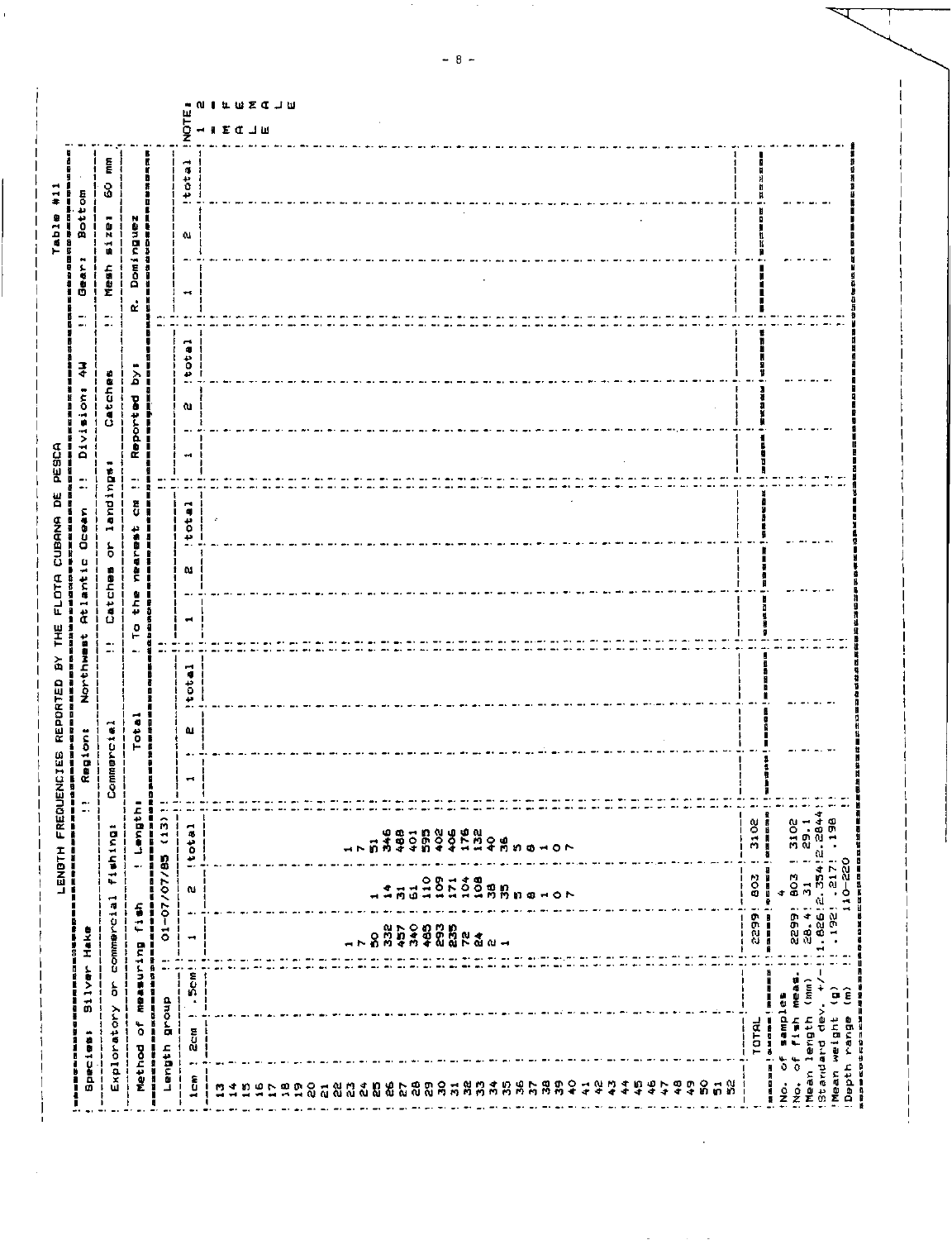Table #11

LENGTH FREQUENCIES REPORTED BY THE FLOTA CUBANA DE PESCA

| Species: Silver Hake | | Region: Northwest Atlantic Ocean | | | Division: 4W | | | Gear: Bottom | | |
|---|---|---|---|---|---|---|---|---|---|---|
| Exploratory or commercial fishing: Commercial | | Catches or landings: Catches | | | | | | Mesh size: 60 mm | | |
| Method of measuring fish: Length: Total | | To the nearest cm | | | Reported by: R. Dominguez | | | | | |

| Length group 1cm | 2cm | .5cm | 01-07/07/85 (13) 1 | 2 | total | 1 | 2 | total | 1 | 2 | total | 1 | 2 | total | 1 | 2 | total |
|---|---|---|---|---|---|---|---|---|---|---|---|---|---|---|---|---|---|
| 13 | | | | | | | | | | | | | | | | | |
| 14 | | | | | | | | | | | | | | | | | |
| 15 | | | | | | | | | | | | | | | | | |
| 16 | | | | | | | | | | | | | | | | | |
| 17 | | | | | | | | | | | | | | | | | |
| 18 | | | | | | | | | | | | | | | | | |
| 19 | | | | | | | | | | | | | | | | | |
| 20 | | | | | | | | | | | | | | | | | |
| 21 | | | | | | | | | | | | | | | | | |
| 22 | | | | | | | | | | | | | | | | | |
| 23 | | | 1 | | 1 | | | | | | | | | | | | |
| 24 | | | 7 | | 7 | | | | | | | | | | | | |
| 25 | | | 50 | 1 | 51 | | | | | | | | | | | | |
| 26 | | | 332 | 14 | 346 | | | | | | | | | | | | |
| 27 | | | 457 | 31 | 488 | | | | | | | | | | | | |
| 28 | | | 340 | 61 | 401 | | | | | | | | | | | | |
| 29 | | | 485 | 110 | 595 | | | | | | | | | | | | |
| 30 | | | 293 | 109 | 402 | | | | | | | | | | | | |
| 31 | | | 235 | 171 | 406 | | | | | | | | | | | | |
| 32 | | | 72 | 104 | 176 | | | | | | | | | | | | |
| 33 | | | 24 | 108 | 132 | | | | | | | | | | | | |
| 34 | | | 2 | 38 | 40 | | | | | | | | | | | | |
| 35 | | | 1 | 35 | 36 | | | | | | | | | | | | |
| 36 | | | | 5 | 5 | | | | | | | | | | | | |
| 37 | | | | 8 | 8 | | | | | | | | | | | | |
| 38 | | | | 1 | 1 | | | | | | | | | | | | |
| 39 | | | | 0 | 0 | | | | | | | | | | | | |
| 40 | | | | 7 | 7 | | | | | | | | | | | | |
| 41 | | | | | | | | | | | | | | | | | |
| 42 | | | | | | | | | | | | | | | | | |
| 43 | | | | | | | | | | | | | | | | | |
| 44 | | | | | | | | | | | | | | | | | |
| 45 | | | | | | | | | | | | | | | | | |
| 46 | | | | | | | | | | | | | | | | | |
| 47 | | | | | | | | | | | | | | | | | |
| 48 | | | | | | | | | | | | | | | | | |
| 49 | | | | | | | | | | | | | | | | | |
| 50 | | | | | | | | | | | | | | | | | |
| 51 | | | | | | | | | | | | | | | | | |
| 52 | | | | | | | | | | | | | | | | | |
| TOTAL | | | 2299 | 803 | 3102 | | | | | | | | | | | | |
| No. of samples | | | 4 | | | | | | | | | | | | | | |
| No. of fish meas. | | | 2299 | 803 | 3102 | | | | | | | | | | | | |
| Mean length (mm) | | | 28.4 | 31 | 29.1 | | | | | | | | | | | | |
| Standard dev. +/- | | | 1.826 | 2.354 | 2.2844 | | | | | | | | | | | | |
| Mean weight (g) | | | .192 | .217 | .198 | | | | | | | | | | | | |
| Depth range (m) | | | 110-220 | | | | | | | | | | | | | | |

NOTE: 1 = MALE, 2 = FEMALE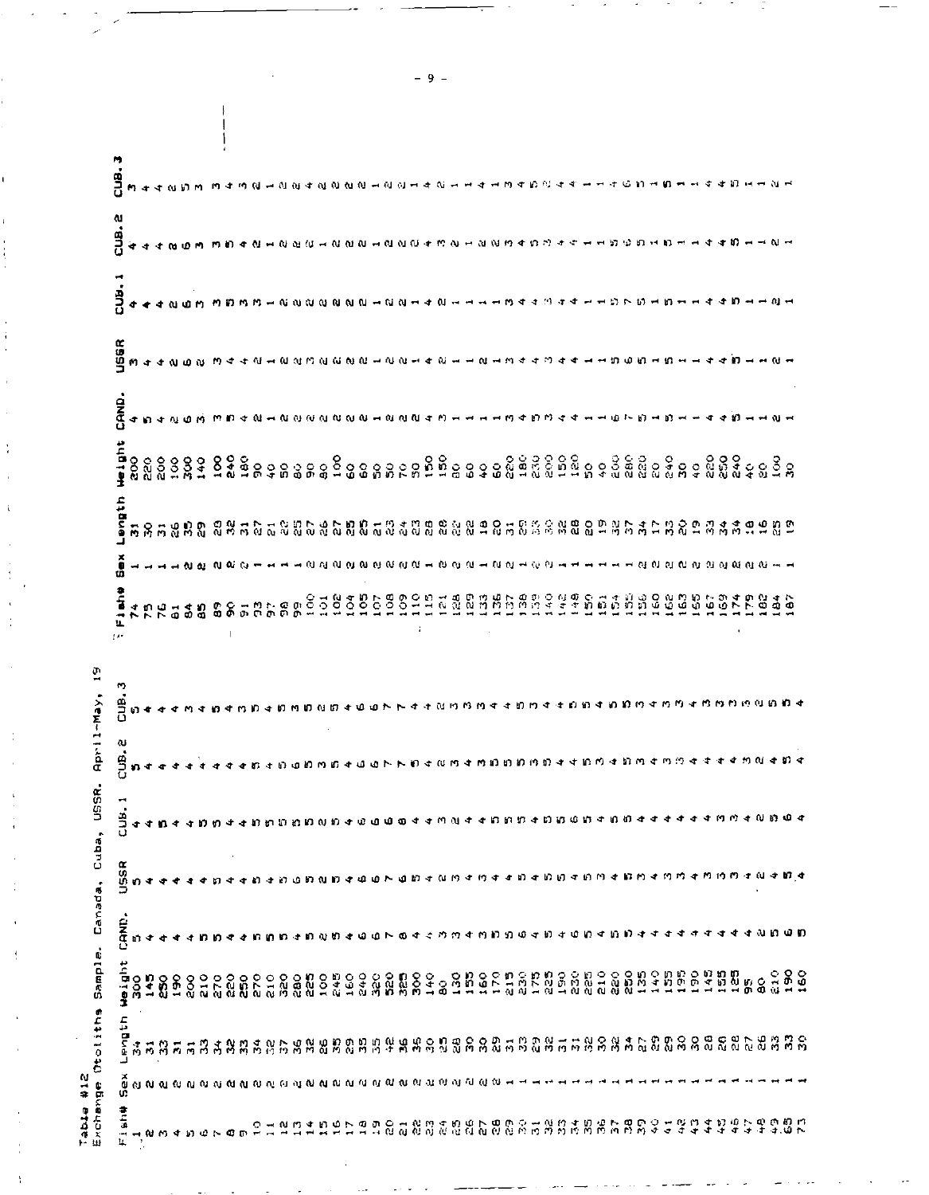Table #12
Exchange Otoliths Sample. Canada, Cuba, USSR. April-May, 19

| Fish# | Sex | Length | Weight | CAND. | USSR | CUB.1 | CUB.2 | CUB.3 |
|---|---|---|---|---|---|---|---|---|
| 1 | 2 | 34 | 300 | 5 | 5 | 4 | 5 | 5 |
| 2 | 2 | 31 | 145 | 4 | 4 | 4 | 4 | 4 |
| 3 | 2 | 33 | 250 | 4 | 4 | 5 | 4 | 4 |
| 4 | 2 | 31 | 190 | 4 | 4 | 4 | 4 | 4 |
| 5 | 2 | 31 | 200 | 4 | 4 | 4 | 4 | 3 |
| 6 | 2 | 33 | 210 | 5 | 4 | 5 | 4 | 4 |
| 7 | 2 | 34 | 270 | 5 | 5 | 5 | 4 | 5 |
| 8 | 2 | 32 | 220 | 4 | 4 | 4 | 4 | 4 |
| 9 | 2 | 33 | 250 | 4 | 4 | 4 | 5 | 3 |
| 10 | 2 | 34 | 270 | 5 | 5 | 5 | 4 | 5 |
| 11 | 2 | 32 | 210 | 5 | 4 | 5 | 5 | 4 |
| 12 | 2 | 37 | 320 | 5 | 5 | 5 | 6 | 5 |
| 13 | 2 | 36 | 280 | 4 | 6 | 5 | 5 | 3 |
| 14 | 2 | 32 | 225 | 5 | 5 | 5 | 3 | 5 |
| 15 | 2 | 26 | 100 | 2 | 2 | 2 | 5 | 2 |
| 16 | 2 | 35 | 245 | 5 | 5 | 5 | 4 | 5 |
| 17 | 2 | 29 | 160 | 4 | 4 | 4 | 4 | 4 |
| 18 | 2 | 35 | 240 | 6 | 6 | 6 | 6 | 6 |
| 19 | 2 | 35 | 320 | 6 | 6 | 6 | 6 | 6 |
| 20 | 2 | 42 | 520 | 7 | 7 | 6 | 7 | 7 |
| 21 | 2 | 36 | 325 | 8 | 6 | 8 | 7 | 7 |
| 22 | 2 | 30 | 300 | 4 | 5 | 4 | 6 | 4 |
| 23 | 2 | 35 | 140 | 4 | 4 | 4 | 4 | 4 |
| 24 | 2 | 25 | 80 | 3 | 2 | 3 | 2 | 2 |
| 25 | 2 | 28 | 130 | 3 | 3 | 2 | 3 | 3 |
| 26 | 2 | 30 | 155 | 4 | 4 | 4 | 4 | 3 |
| 27 | 2 | 30 | 160 | 3 | 5 | 4 | 3 | 3 |
| 28 | 2 | 29 | 170 | 5 | 3 | 5 | 5 | 4 |
| 29 | 1 | 31 | 215 | 5 | 4 | 5 | 5 | 4 |
| 30 | 1 | 33 | 230 | 6 | 4 | 5 | 5 | 5 |
| 31 | 1 | 29 | 175 | 4 | 5 | 4 | 5 | 3 |
| 32 | 1 | 32 | 225 | 5 | 4 | 5 | 5 | 4 |
| 33 | 1 | 31 | 190 | 4 | 5 | 5 | 4 | 4 |
| 34 | 1 | 31 | 230 | 6 | 5 | 6 | 4 | 5 |
| 35 | 1 | 32 | 225 | 5 | 4 | 5 | 5 | 5 |
| 36 | 1 | 30 | 210 | 4 | 5 | 4 | 3 | 4 |
| 37 | 1 | 30 | 220 | 5 | 3 | 5 | 4 | 5 |
| 38 | 1 | 32 | 250 | 5 | 4 | 5 | 5 | 5 |
| 39 | 1 | 34 | 135 | 4 | 5 | 4 | 3 | 3 |
| 40 | 1 | 27 | 140 | 4 | 3 | 4 | 4 | 4 |
| 41 | 1 | 29 | 155 | 4 | 4 | 4 | 3 | 3 |
| 42 | 1 | 29 | 195 | 4 | 3 | 4 | 3 | 3 |
| 43 | 1 | 30 | 190 | 4 | 3 | 4 | 4 | 4 |
| 44 | 1 | 30 | 145 | 4 | 4 | 4 | 4 | 3 |
| 45 | 1 | 28 | 155 | 4 | 3 | 3 | 4 | 3 |
| 46 | 1 | 26 | 125 | 4 | 5 | 3 | 4 | 3 |
| 47 | 1 | 28 | 95 | 4 | 3 | 4 | 3 | 3 |
| 48 | 1 | 27 | 80 | 2 | 2 | 2 | 2 | 2 |
| 49 | 1 | 26 | 210 | 5 | 4 | 5 | 4 | 5 |
| 65 | 1 | 33 | 190 | 6 | 5 | 6 | 5 | 5 |
| 73 | 1 | 30 | 160 | 5 | 4 | 4 | 4 | 4 |
| 74 | 1 | 31 | 200 | 4 | 3 | 4 | 4 | 3 |
| 75 | 1 | 30 | 220 | 5 | 4 | 4 | 4 | 4 |
| 76 | 1 | 31 | 200 | 4 | 4 | 4 | 4 | 4 |
| 81 | 1 | 26 | 100 | 2 | 2 | 2 | 2 | 2 |
| 84 | 2 | 35 | 300 | 6 | 6 | 6 | 6 | 5 |
| 85 | 2 | 29 | 140 | 3 | 2 | 3 | 3 | 3 |
| 89 | 2 | 29 | 100 | 3 | 3 | 3 | 3 | 3 |
| 90 | 2 | 32 | 240 | 5 | 4 | 5 | 5 | 4 |
| 91 | 2 | 31 | 180 | 4 | 4 | 3 | 4 | 3 |
| 93 | 1 | 27 | 90 | 2 | 2 | 3 | 2 | 2 |
| 97 | 1 | 21 | 40 | 1 | 1 | 1 | 1 | 1 |
| 98 | 1 | 22 | 50 | 2 | 2 | 2 | 2 | 2 |
| 99 | 1 | 25 | 80 | 2 | 2 | 2 | 2 | 2 |
| 100 | 2 | 27 | 90 | 2 | 3 | 2 | 2 | 4 |
| 101 | 2 | 26 | 80 | 2 | 2 | 2 | 1 | 2 |
| 102 | 2 | 27 | 100 | 2 | 2 | 2 | 2 | 2 |
| 104 | 2 | 25 | 60 | 2 | 2 | 2 | 2 | 2 |
| 105 | 2 | 25 | 60 | 2 | 2 | 2 | 2 | 2 |
| 107 | 2 | 21 | 50 | 1 | 1 | 1 | 1 | 1 |
| 108 | 2 | 23 | 50 | 2 | 2 | 2 | 2 | 2 |
| 109 | 2 | 24 | 70 | 2 | 2 | 2 | 2 | 2 |
| 110 | 2 | 23 | 50 | 2 | 1 | 1 | 2 | 1 |
| 115 | 1 | 28 | 150 | 4 | 4 | 4 | 4 | 4 |
| 121 | 2 | 28 | 150 | 3 | 2 | 2 | 3 | 2 |
| 128 | 2 | 22 | 80 | 1 | 1 | 1 | 2 | 1 |
| 129 | 2 | 22 | 60 | 1 | 1 | 1 | 1 | 1 |
| 133 | 1 | 18 | 40 | 1 | 1 | 1 | 2 | 1 |
| 136 | 2 | 20 | 60 | 1 | 2 | 1 | 2 | 4 |
| 137 | 2 | 31 | 220 | 3 | 1 | 1 | 3 | 1 |
| 138 | 1 | 25 | 180 | 4 | 3 | 3 | 4 | 3 |
| 139 | 2 | 33 | 230 | 5 | 4 | 4 | 5 | 4 |
| 140 | 2 | 30 | 200 | 3 | 4 | 4 | 3 | 5 |
| 142 | 1 | 32 | 150 | 4 | 3 | 3 | 4 | 2 |
| 148 | 1 | 28 | 120 | 4 | 4 | 4 | 4 | 4 |
| 150 | 1 | 20 | 50 | 1 | 1 | 1 | 1 | 4 |
| 151 | 1 | 19 | 40 | 1 | 1 | 1 | 1 | 1 |
| 154 | 1 | 32 | 200 | 1 | 1 | 1 | 1 | 1 |
| 155 | 1 | 37 | 280 | 6 | 5 | 5 | 5 | 1 |
| 156 | 1 | 34 | 220 | 7 | 6 | 7 | 6 | 4 |
| 160 | 2 | 17 | 20 | 5 | 5 | 5 | 5 | 6 |
| 162 | 2 | 33 | 240 | 1 | 1 | 1 | 1 | 5 |
| 163 | 2 | 20 | 30 | 5 | 5 | 5 | 5 | 1 |
| 165 | 2 | 19 | 40 | 1 | 1 | 1 | 1 | 5 |
| 167 | 2 | 33 | 220 | 1 | 1 | 1 | 1 | 1 |
| 169 | 2 | 34 | 250 | 4 | 4 | 4 | 4 | 1 |
| 174 | 2 | 34 | 240 | 4 | 4 | 4 | 4 | 4 |
| 179 | 2 | 18 | 40 | 5 | 5 | 5 | 5 | 4 |
| 182 | 2 | 16 | 80 | 1 | 1 | 1 | 1 | 5 |
| 184 | 1 | 25 | 100 | 1 | 1 | 1 | 1 | 1 |
| 187 | 1 | 19 | 30 | 2 | 2 | 2 | 2 | 1 |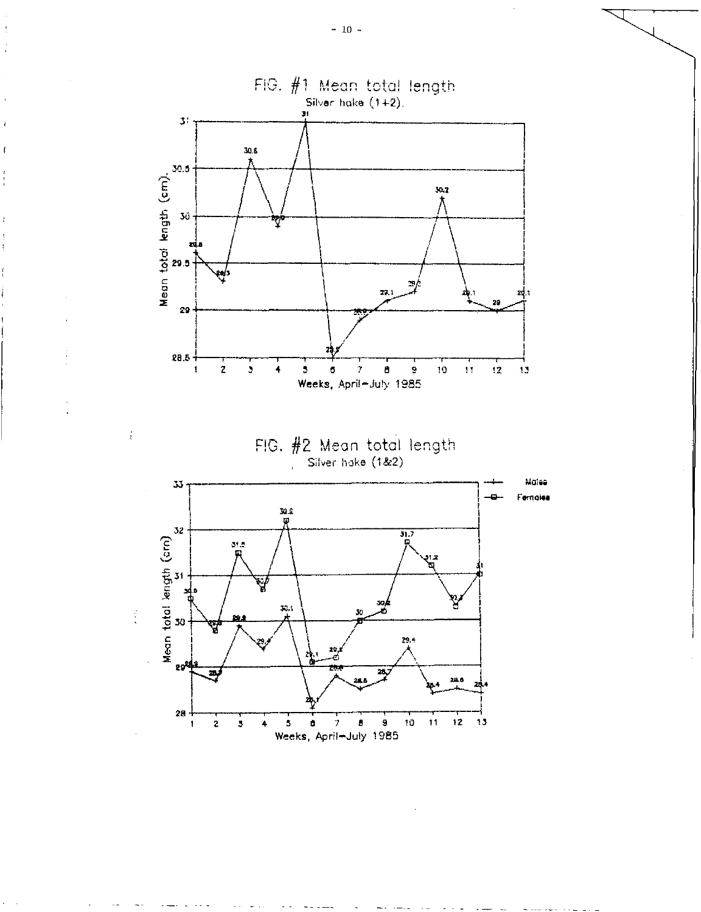FIG. #1 Mean total length
Silver hake (1+2).

FIG. #2 Mean total length
Silver hake (1&2)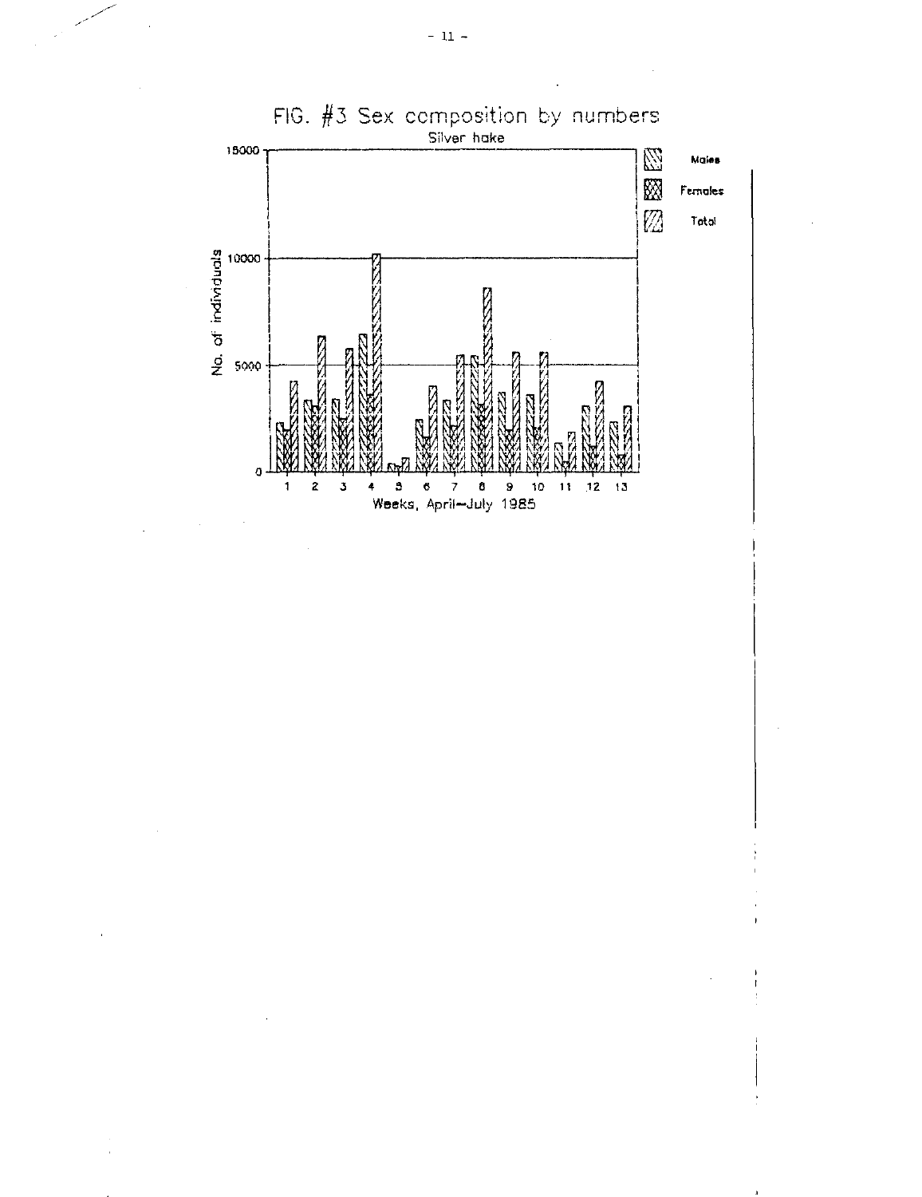FIG. #3 Sex composition by numbers

Silver hake

15000

10000

5000

0

No. of individuals

1 2 3 4 5 6 7 8 9 10 11 12 13

Weeks, April–July 1985

Males

Females

Total